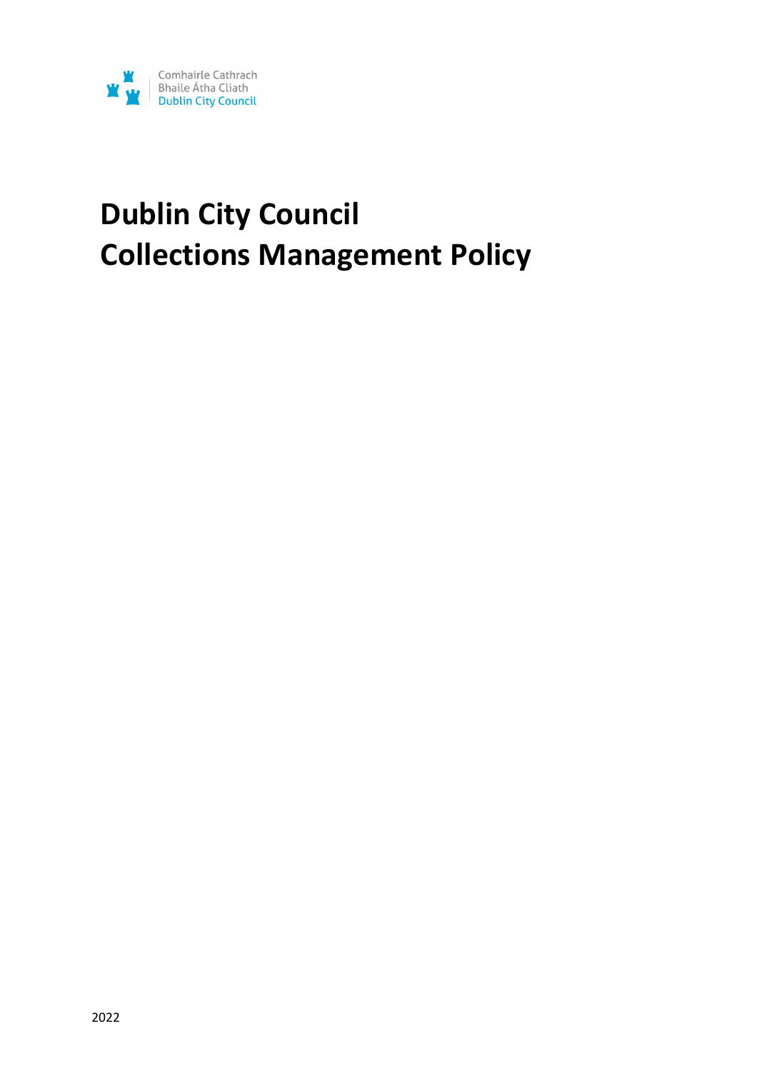Comhairle Cathrach
Bhaile Átha Cliath
Dublin City Council

# Dublin City Council
# Collections Management Policy

2022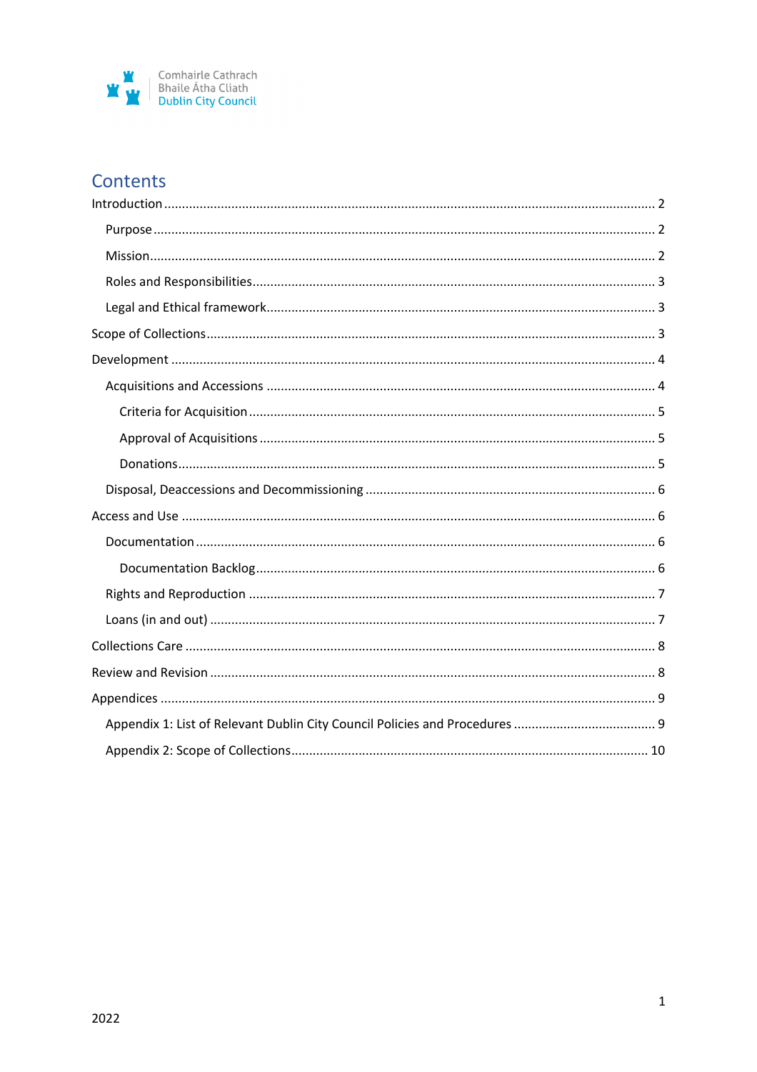Comhairle Cathrach
Bhaile Átha Cliath
Dublin City Council

## Contents

Introduction ..... 2

- Purpose ..... 2
- Mission ..... 2
- Roles and Responsibilities ..... 3
- Legal and Ethical framework ..... 3

Scope of Collections ..... 3

Development ..... 4

- Acquisitions and Accessions ..... 4
  - Criteria for Acquisition ..... 5
  - Approval of Acquisitions ..... 5
  - Donations ..... 5
- Disposal, Deaccessions and Decommissioning ..... 6

Access and Use ..... 6

- Documentation ..... 6
  - Documentation Backlog ..... 6
- Rights and Reproduction ..... 7
- Loans (in and out) ..... 7

Collections Care ..... 8

Review and Revision ..... 8

Appendices ..... 9

- Appendix 1: List of Relevant Dublin City Council Policies and Procedures ..... 9
- Appendix 2: Scope of Collections ..... 10

2022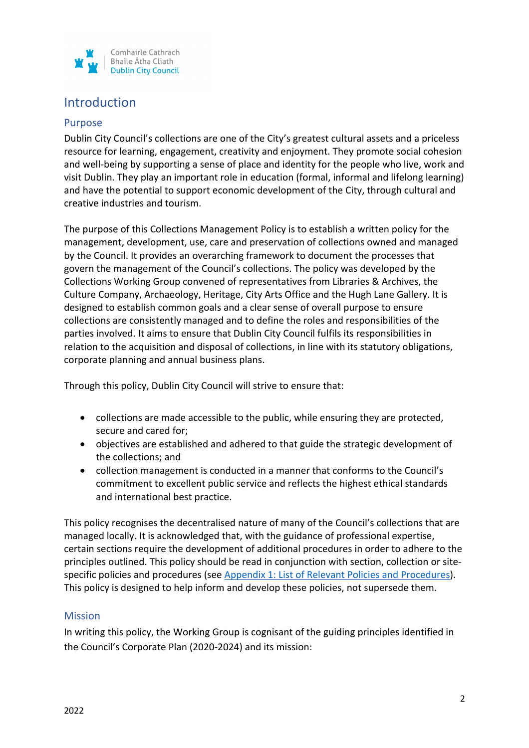# Introduction

## Purpose

Dublin City Council's collections are one of the City's greatest cultural assets and a priceless resource for learning, engagement, creativity and enjoyment. They promote social cohesion and well-being by supporting a sense of place and identity for the people who live, work and visit Dublin. They play an important role in education (formal, informal and lifelong learning) and have the potential to support economic development of the City, through cultural and creative industries and tourism.

The purpose of this Collections Management Policy is to establish a written policy for the management, development, use, care and preservation of collections owned and managed by the Council. It provides an overarching framework to document the processes that govern the management of the Council's collections. The policy was developed by the Collections Working Group convened of representatives from Libraries & Archives, the Culture Company, Archaeology, Heritage, City Arts Office and the Hugh Lane Gallery. It is designed to establish common goals and a clear sense of overall purpose to ensure collections are consistently managed and to define the roles and responsibilities of the parties involved. It aims to ensure that Dublin City Council fulfils its responsibilities in relation to the acquisition and disposal of collections, in line with its statutory obligations, corporate planning and annual business plans.

Through this policy, Dublin City Council will strive to ensure that:

- collections are made accessible to the public, while ensuring they are protected, secure and cared for;
- objectives are established and adhered to that guide the strategic development of the collections; and
- collection management is conducted in a manner that conforms to the Council's commitment to excellent public service and reflects the highest ethical standards and international best practice.

This policy recognises the decentralised nature of many of the Council's collections that are managed locally. It is acknowledged that, with the guidance of professional expertise, certain sections require the development of additional procedures in order to adhere to the principles outlined. This policy should be read in conjunction with section, collection or site-specific policies and procedures (see Appendix 1: List of Relevant Policies and Procedures). This policy is designed to help inform and develop these policies, not supersede them.

## Mission

In writing this policy, the Working Group is cognisant of the guiding principles identified in the Council's Corporate Plan (2020-2024) and its mission: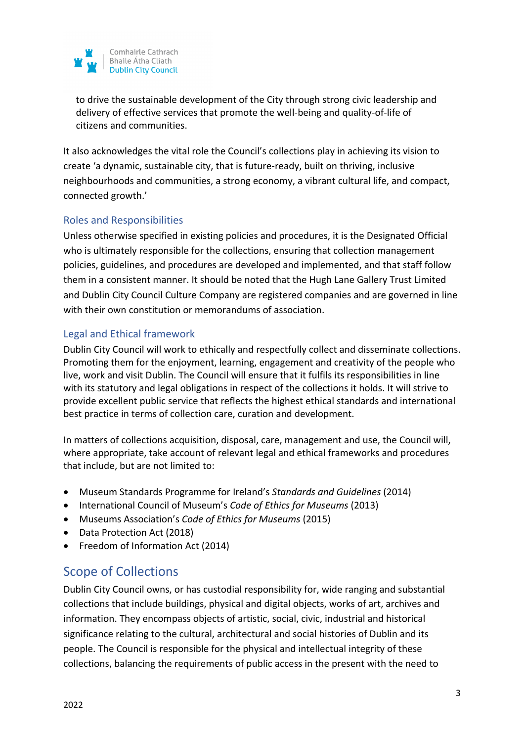to drive the sustainable development of the City through strong civic leadership and delivery of effective services that promote the well-being and quality-of-life of citizens and communities.

It also acknowledges the vital role the Council's collections play in achieving its vision to create 'a dynamic, sustainable city, that is future-ready, built on thriving, inclusive neighbourhoods and communities, a strong economy, a vibrant cultural life, and compact, connected growth.'

### Roles and Responsibilities

Unless otherwise specified in existing policies and procedures, it is the Designated Official who is ultimately responsible for the collections, ensuring that collection management policies, guidelines, and procedures are developed and implemented, and that staff follow them in a consistent manner. It should be noted that the Hugh Lane Gallery Trust Limited and Dublin City Council Culture Company are registered companies and are governed in line with their own constitution or memorandums of association.

### Legal and Ethical framework

Dublin City Council will work to ethically and respectfully collect and disseminate collections. Promoting them for the enjoyment, learning, engagement and creativity of the people who live, work and visit Dublin. The Council will ensure that it fulfils its responsibilities in line with its statutory and legal obligations in respect of the collections it holds. It will strive to provide excellent public service that reflects the highest ethical standards and international best practice in terms of collection care, curation and development.

In matters of collections acquisition, disposal, care, management and use, the Council will, where appropriate, take account of relevant legal and ethical frameworks and procedures that include, but are not limited to:

- Museum Standards Programme for Ireland's *Standards and Guidelines* (2014)
- International Council of Museum's *Code of Ethics for Museums* (2013)
- Museums Association's *Code of Ethics for Museums* (2015)
- Data Protection Act (2018)
- Freedom of Information Act (2014)

## Scope of Collections

Dublin City Council owns, or has custodial responsibility for, wide ranging and substantial collections that include buildings, physical and digital objects, works of art, archives and information. They encompass objects of artistic, social, civic, industrial and historical significance relating to the cultural, architectural and social histories of Dublin and its people. The Council is responsible for the physical and intellectual integrity of these collections, balancing the requirements of public access in the present with the need to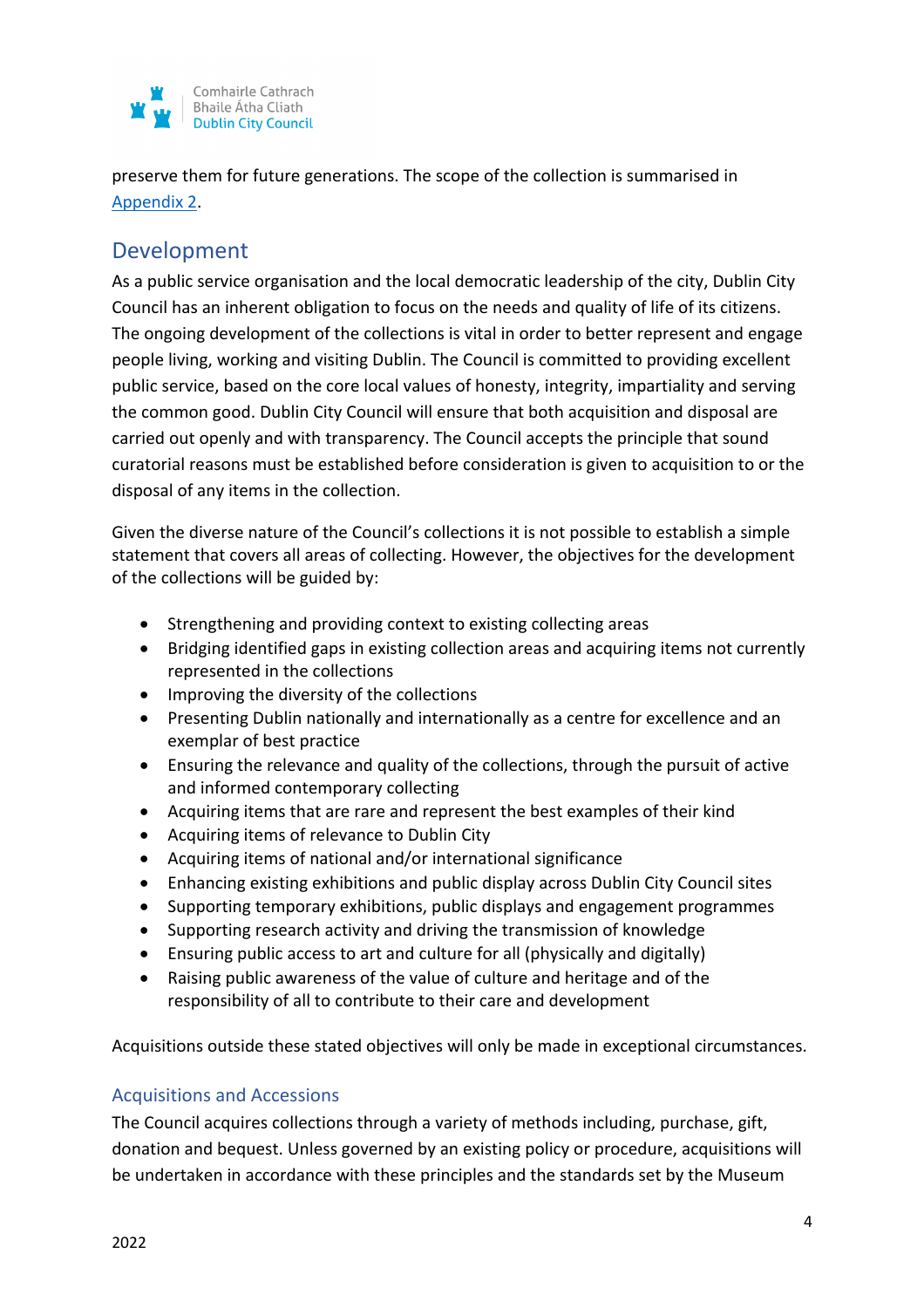preserve them for future generations. The scope of the collection is summarised in Appendix 2.

## Development

As a public service organisation and the local democratic leadership of the city, Dublin City Council has an inherent obligation to focus on the needs and quality of life of its citizens. The ongoing development of the collections is vital in order to better represent and engage people living, working and visiting Dublin. The Council is committed to providing excellent public service, based on the core local values of honesty, integrity, impartiality and serving the common good. Dublin City Council will ensure that both acquisition and disposal are carried out openly and with transparency. The Council accepts the principle that sound curatorial reasons must be established before consideration is given to acquisition to or the disposal of any items in the collection.

Given the diverse nature of the Council's collections it is not possible to establish a simple statement that covers all areas of collecting. However, the objectives for the development of the collections will be guided by:

- Strengthening and providing context to existing collecting areas
- Bridging identified gaps in existing collection areas and acquiring items not currently represented in the collections
- Improving the diversity of the collections
- Presenting Dublin nationally and internationally as a centre for excellence and an exemplar of best practice
- Ensuring the relevance and quality of the collections, through the pursuit of active and informed contemporary collecting
- Acquiring items that are rare and represent the best examples of their kind
- Acquiring items of relevance to Dublin City
- Acquiring items of national and/or international significance
- Enhancing existing exhibitions and public display across Dublin City Council sites
- Supporting temporary exhibitions, public displays and engagement programmes
- Supporting research activity and driving the transmission of knowledge
- Ensuring public access to art and culture for all (physically and digitally)
- Raising public awareness of the value of culture and heritage and of the responsibility of all to contribute to their care and development

Acquisitions outside these stated objectives will only be made in exceptional circumstances.

### Acquisitions and Accessions

The Council acquires collections through a variety of methods including, purchase, gift, donation and bequest. Unless governed by an existing policy or procedure, acquisitions will be undertaken in accordance with these principles and the standards set by the Museum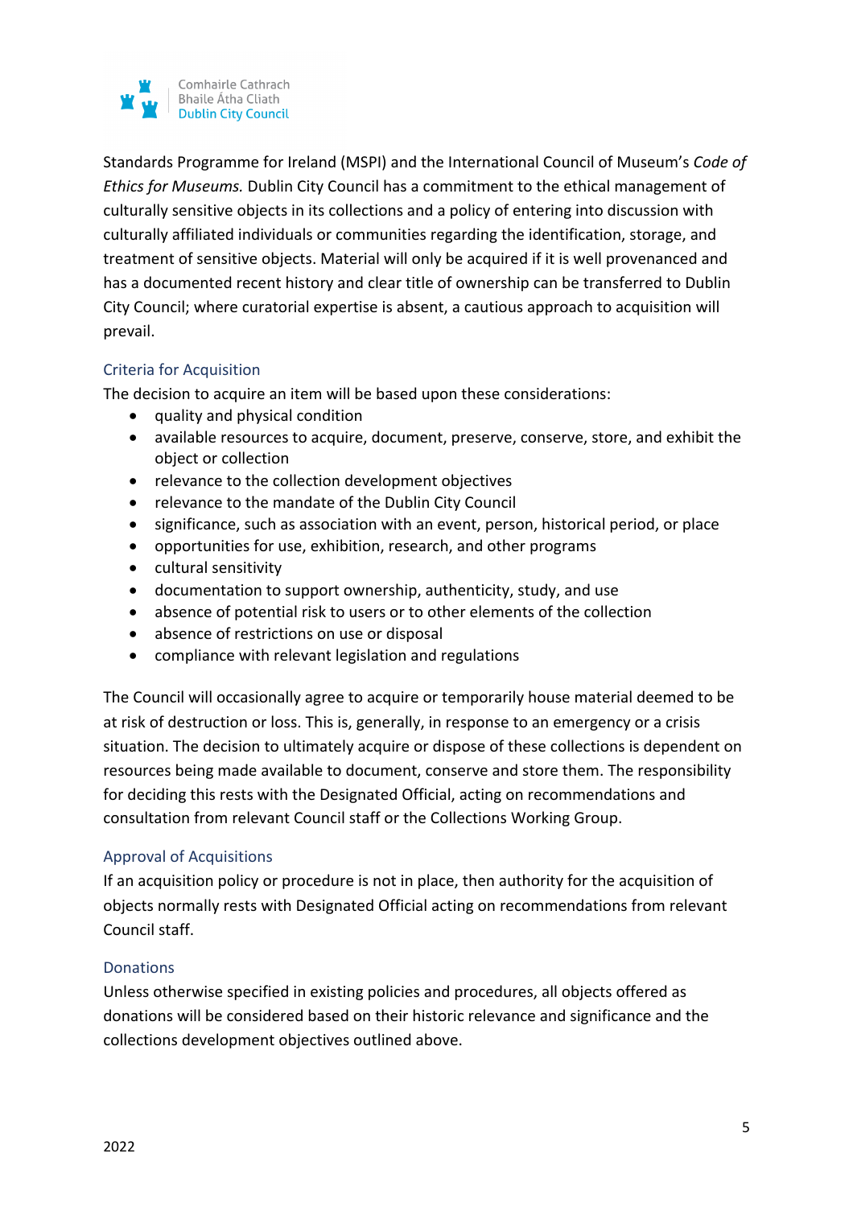Standards Programme for Ireland (MSPI) and the International Council of Museum's *Code of Ethics for Museums.* Dublin City Council has a commitment to the ethical management of culturally sensitive objects in its collections and a policy of entering into discussion with culturally affiliated individuals or communities regarding the identification, storage, and treatment of sensitive objects. Material will only be acquired if it is well provenanced and has a documented recent history and clear title of ownership can be transferred to Dublin City Council; where curatorial expertise is absent, a cautious approach to acquisition will prevail.

### Criteria for Acquisition

The decision to acquire an item will be based upon these considerations:

- quality and physical condition
- available resources to acquire, document, preserve, conserve, store, and exhibit the object or collection
- relevance to the collection development objectives
- relevance to the mandate of the Dublin City Council
- significance, such as association with an event, person, historical period, or place
- opportunities for use, exhibition, research, and other programs
- cultural sensitivity
- documentation to support ownership, authenticity, study, and use
- absence of potential risk to users or to other elements of the collection
- absence of restrictions on use or disposal
- compliance with relevant legislation and regulations

The Council will occasionally agree to acquire or temporarily house material deemed to be at risk of destruction or loss. This is, generally, in response to an emergency or a crisis situation. The decision to ultimately acquire or dispose of these collections is dependent on resources being made available to document, conserve and store them. The responsibility for deciding this rests with the Designated Official, acting on recommendations and consultation from relevant Council staff or the Collections Working Group.

### Approval of Acquisitions

If an acquisition policy or procedure is not in place, then authority for the acquisition of objects normally rests with Designated Official acting on recommendations from relevant Council staff.

### Donations

Unless otherwise specified in existing policies and procedures, all objects offered as donations will be considered based on their historic relevance and significance and the collections development objectives outlined above.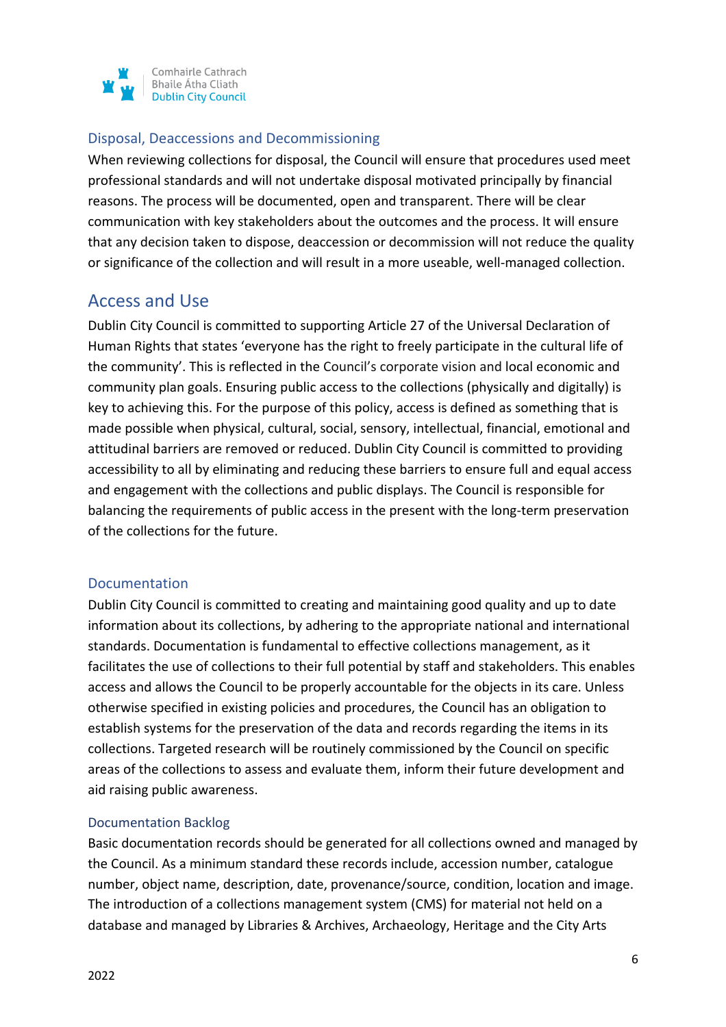### Disposal, Deaccessions and Decommissioning

When reviewing collections for disposal, the Council will ensure that procedures used meet professional standards and will not undertake disposal motivated principally by financial reasons. The process will be documented, open and transparent. There will be clear communication with key stakeholders about the outcomes and the process. It will ensure that any decision taken to dispose, deaccession or decommission will not reduce the quality or significance of the collection and will result in a more useable, well-managed collection.

## Access and Use

Dublin City Council is committed to supporting Article 27 of the Universal Declaration of Human Rights that states 'everyone has the right to freely participate in the cultural life of the community'. This is reflected in the Council's corporate vision and local economic and community plan goals. Ensuring public access to the collections (physically and digitally) is key to achieving this. For the purpose of this policy, access is defined as something that is made possible when physical, cultural, social, sensory, intellectual, financial, emotional and attitudinal barriers are removed or reduced. Dublin City Council is committed to providing accessibility to all by eliminating and reducing these barriers to ensure full and equal access and engagement with the collections and public displays. The Council is responsible for balancing the requirements of public access in the present with the long-term preservation of the collections for the future.

### Documentation

Dublin City Council is committed to creating and maintaining good quality and up to date information about its collections, by adhering to the appropriate national and international standards. Documentation is fundamental to effective collections management, as it facilitates the use of collections to their full potential by staff and stakeholders. This enables access and allows the Council to be properly accountable for the objects in its care. Unless otherwise specified in existing policies and procedures, the Council has an obligation to establish systems for the preservation of the data and records regarding the items in its collections. Targeted research will be routinely commissioned by the Council on specific areas of the collections to assess and evaluate them, inform their future development and aid raising public awareness.

#### Documentation Backlog

Basic documentation records should be generated for all collections owned and managed by the Council. As a minimum standard these records include, accession number, catalogue number, object name, description, date, provenance/source, condition, location and image. The introduction of a collections management system (CMS) for material not held on a database and managed by Libraries & Archives, Archaeology, Heritage and the City Arts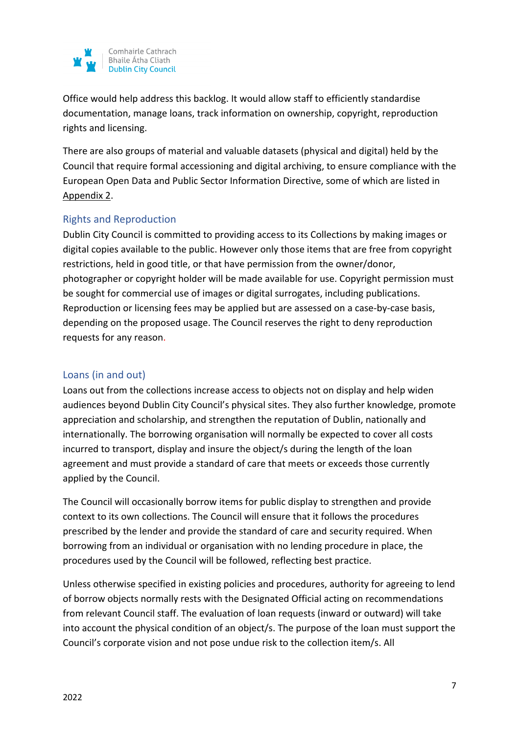Office would help address this backlog. It would allow staff to efficiently standardise documentation, manage loans, track information on ownership, copyright, reproduction rights and licensing.

There are also groups of material and valuable datasets (physical and digital) held by the Council that require formal accessioning and digital archiving, to ensure compliance with the European Open Data and Public Sector Information Directive, some of which are listed in Appendix 2.

## Rights and Reproduction

Dublin City Council is committed to providing access to its Collections by making images or digital copies available to the public. However only those items that are free from copyright restrictions, held in good title, or that have permission from the owner/donor, photographer or copyright holder will be made available for use. Copyright permission must be sought for commercial use of images or digital surrogates, including publications. Reproduction or licensing fees may be applied but are assessed on a case-by-case basis, depending on the proposed usage. The Council reserves the right to deny reproduction requests for any reason.

## Loans (in and out)

Loans out from the collections increase access to objects not on display and help widen audiences beyond Dublin City Council's physical sites. They also further knowledge, promote appreciation and scholarship, and strengthen the reputation of Dublin, nationally and internationally. The borrowing organisation will normally be expected to cover all costs incurred to transport, display and insure the object/s during the length of the loan agreement and must provide a standard of care that meets or exceeds those currently applied by the Council.

The Council will occasionally borrow items for public display to strengthen and provide context to its own collections. The Council will ensure that it follows the procedures prescribed by the lender and provide the standard of care and security required. When borrowing from an individual or organisation with no lending procedure in place, the procedures used by the Council will be followed, reflecting best practice.

Unless otherwise specified in existing policies and procedures, authority for agreeing to lend of borrow objects normally rests with the Designated Official acting on recommendations from relevant Council staff. The evaluation of loan requests (inward or outward) will take into account the physical condition of an object/s. The purpose of the loan must support the Council's corporate vision and not pose undue risk to the collection item/s. All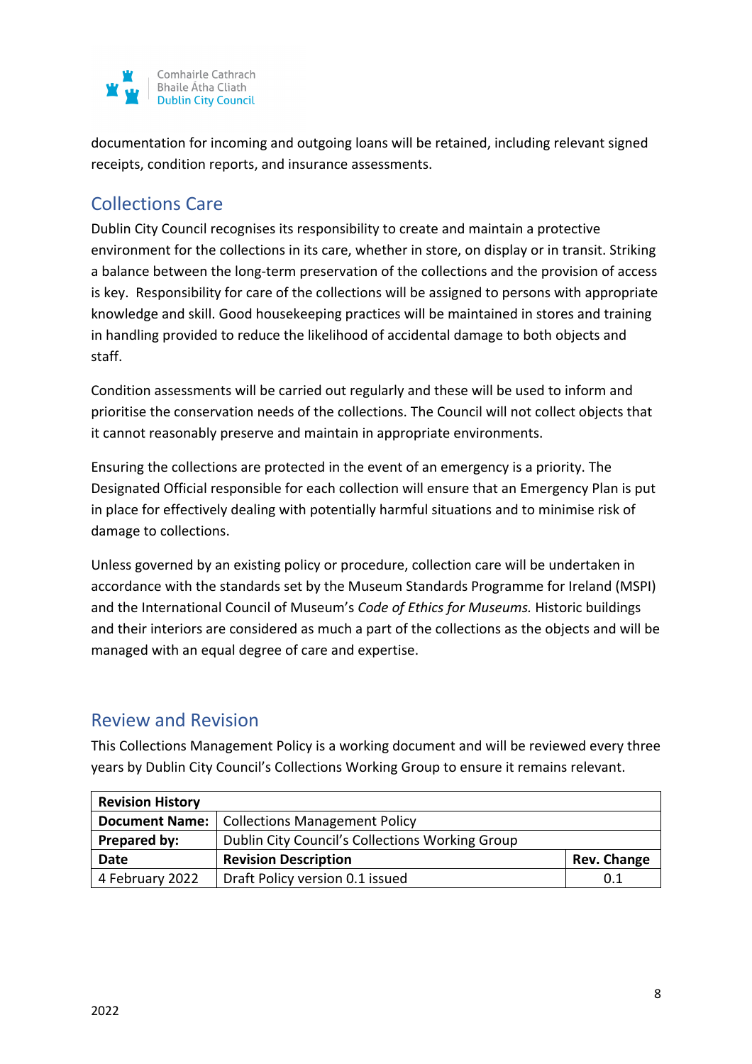documentation for incoming and outgoing loans will be retained, including relevant signed receipts, condition reports, and insurance assessments.

## Collections Care

Dublin City Council recognises its responsibility to create and maintain a protective environment for the collections in its care, whether in store, on display or in transit. Striking a balance between the long-term preservation of the collections and the provision of access is key. Responsibility for care of the collections will be assigned to persons with appropriate knowledge and skill. Good housekeeping practices will be maintained in stores and training in handling provided to reduce the likelihood of accidental damage to both objects and staff.

Condition assessments will be carried out regularly and these will be used to inform and prioritise the conservation needs of the collections. The Council will not collect objects that it cannot reasonably preserve and maintain in appropriate environments.

Ensuring the collections are protected in the event of an emergency is a priority. The Designated Official responsible for each collection will ensure that an Emergency Plan is put in place for effectively dealing with potentially harmful situations and to minimise risk of damage to collections.

Unless governed by an existing policy or procedure, collection care will be undertaken in accordance with the standards set by the Museum Standards Programme for Ireland (MSPI) and the International Council of Museum's *Code of Ethics for Museums.* Historic buildings and their interiors are considered as much a part of the collections as the objects and will be managed with an equal degree of care and expertise.

## Review and Revision

This Collections Management Policy is a working document and will be reviewed every three years by Dublin City Council's Collections Working Group to ensure it remains relevant.

| **Revision History** | | |
|---|---|---|
| **Document Name:** | Collections Management Policy | |
| **Prepared by:** | Dublin City Council's Collections Working Group | |
| **Date** | **Revision Description** | **Rev. Change** |
| 4 February 2022 | Draft Policy version 0.1 issued | 0.1 |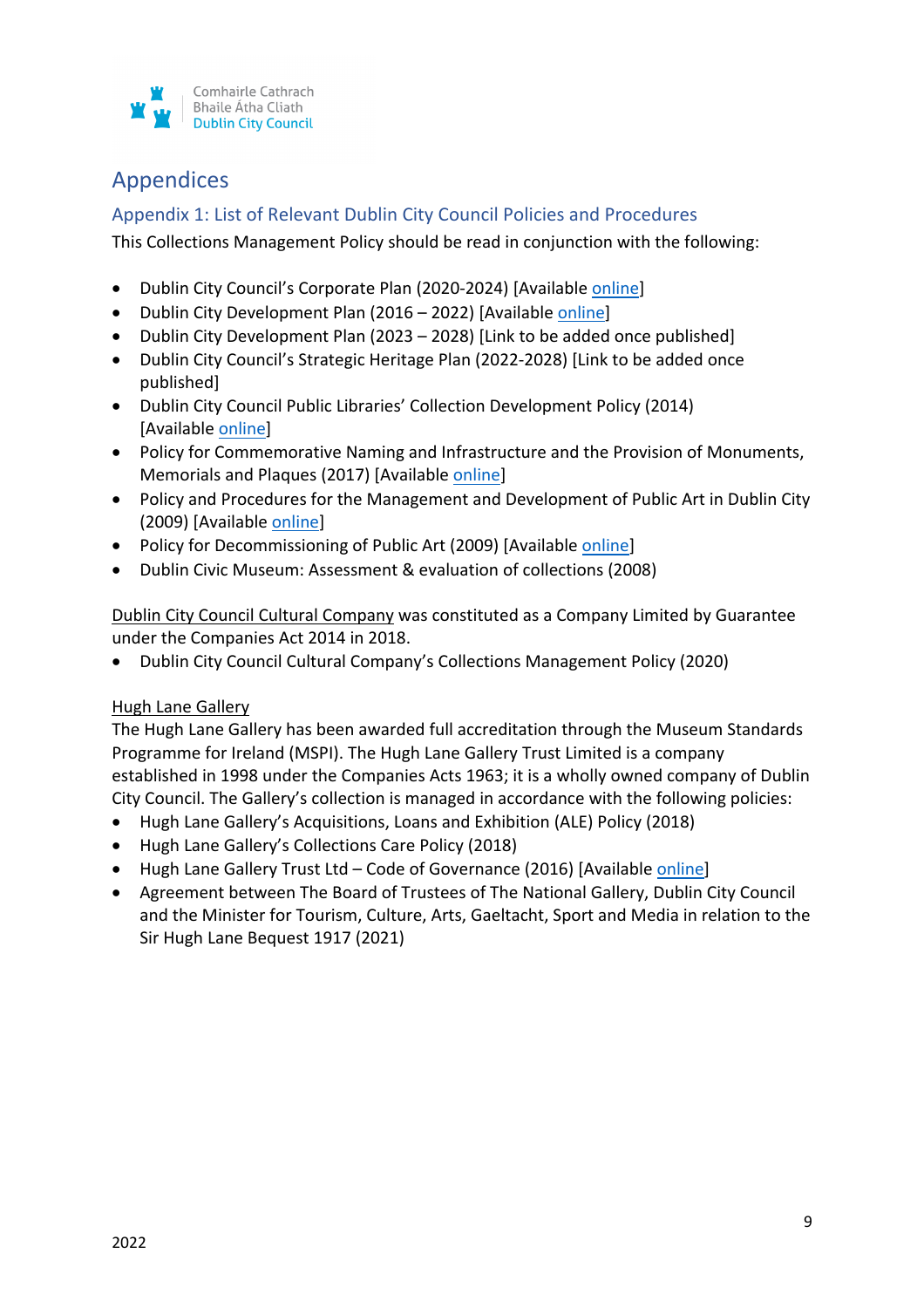# Appendices

## Appendix 1: List of Relevant Dublin City Council Policies and Procedures

This Collections Management Policy should be read in conjunction with the following:

- Dublin City Council's Corporate Plan (2020-2024) [Available online]
- Dublin City Development Plan (2016 – 2022) [Available online]
- Dublin City Development Plan (2023 – 2028) [Link to be added once published]
- Dublin City Council's Strategic Heritage Plan (2022-2028) [Link to be added once published]
- Dublin City Council Public Libraries' Collection Development Policy (2014) [Available online]
- Policy for Commemorative Naming and Infrastructure and the Provision of Monuments, Memorials and Plaques (2017) [Available online]
- Policy and Procedures for the Management and Development of Public Art in Dublin City (2009) [Available online]
- Policy for Decommissioning of Public Art (2009) [Available online]
- Dublin Civic Museum: Assessment & evaluation of collections (2008)

Dublin City Council Cultural Company was constituted as a Company Limited by Guarantee under the Companies Act 2014 in 2018.

- Dublin City Council Cultural Company's Collections Management Policy (2020)

Hugh Lane Gallery

The Hugh Lane Gallery has been awarded full accreditation through the Museum Standards Programme for Ireland (MSPI). The Hugh Lane Gallery Trust Limited is a company established in 1998 under the Companies Acts 1963; it is a wholly owned company of Dublin City Council. The Gallery's collection is managed in accordance with the following policies:

- Hugh Lane Gallery's Acquisitions, Loans and Exhibition (ALE) Policy (2018)
- Hugh Lane Gallery's Collections Care Policy (2018)
- Hugh Lane Gallery Trust Ltd – Code of Governance (2016) [Available online]
- Agreement between The Board of Trustees of The National Gallery, Dublin City Council and the Minister for Tourism, Culture, Arts, Gaeltacht, Sport and Media in relation to the Sir Hugh Lane Bequest 1917 (2021)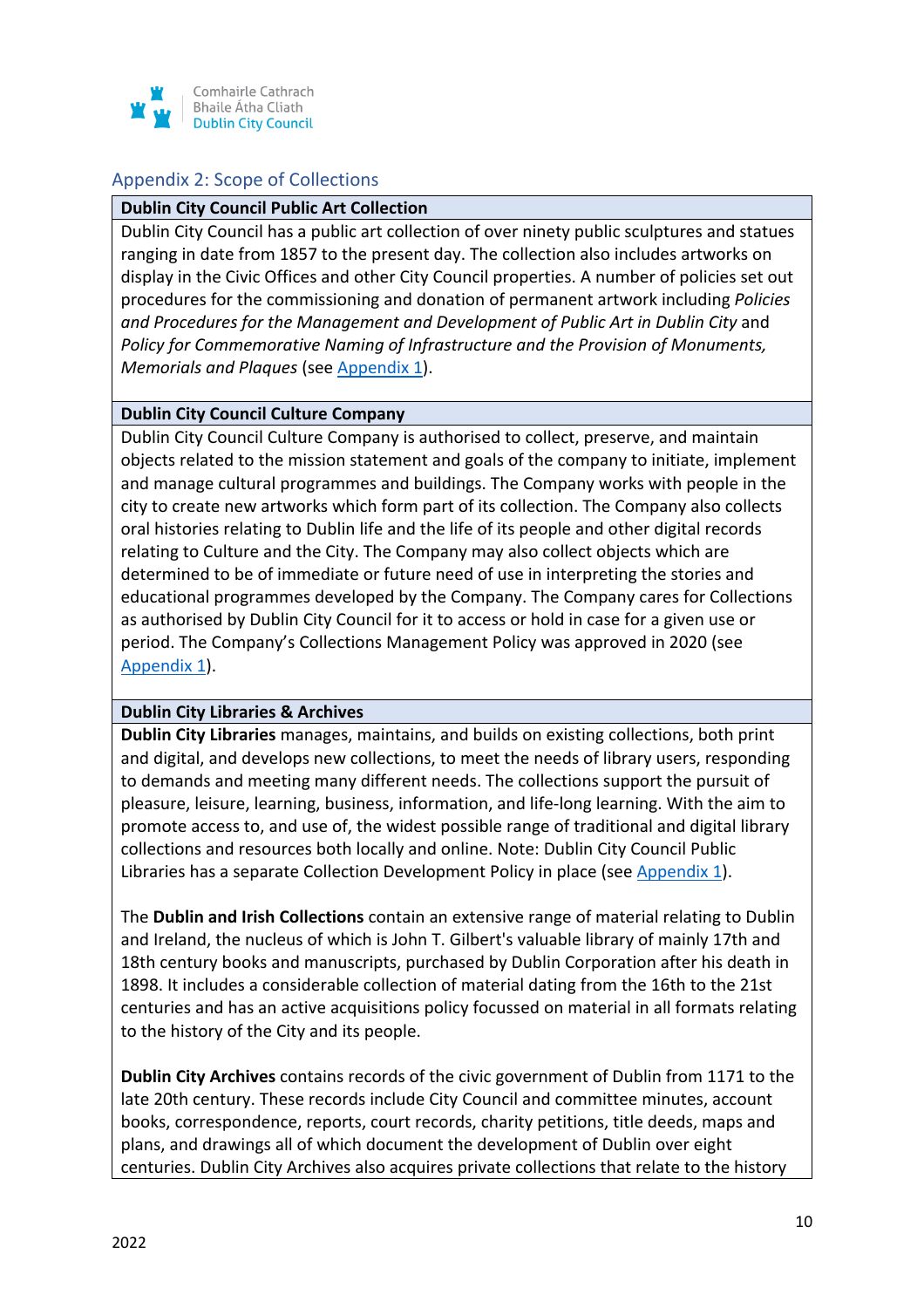## Appendix 2: Scope of Collections

| Dublin City Council Public Art Collection |
|---|
| Dublin City Council has a public art collection of over ninety public sculptures and statues ranging in date from 1857 to the present day. The collection also includes artworks on display in the Civic Offices and other City Council properties. A number of policies set out procedures for the commissioning and donation of permanent artwork including *Policies and Procedures for the Management and Development of Public Art in Dublin City* and *Policy for Commemorative Naming of Infrastructure and the Provision of Monuments, Memorials and Plaques* (see Appendix 1). |
| **Dublin City Council Culture Company** |
| Dublin City Council Culture Company is authorised to collect, preserve, and maintain objects related to the mission statement and goals of the company to initiate, implement and manage cultural programmes and buildings. The Company works with people in the city to create new artworks which form part of its collection. The Company also collects oral histories relating to Dublin life and the life of its people and other digital records relating to Culture and the City. The Company may also collect objects which are determined to be of immediate or future need of use in interpreting the stories and educational programmes developed by the Company. The Company cares for Collections as authorised by Dublin City Council for it to access or hold in case for a given use or period. The Company's Collections Management Policy was approved in 2020 (see Appendix 1). |
| **Dublin City Libraries & Archives** |
| **Dublin City Libraries** manages, maintains, and builds on existing collections, both print and digital, and develops new collections, to meet the needs of library users, responding to demands and meeting many different needs. The collections support the pursuit of pleasure, leisure, learning, business, information, and life-long learning. With the aim to promote access to, and use of, the widest possible range of traditional and digital library collections and resources both locally and online. Note: Dublin City Council Public Libraries has a separate Collection Development Policy in place (see Appendix 1).<br><br>The **Dublin and Irish Collections** contain an extensive range of material relating to Dublin and Ireland, the nucleus of which is John T. Gilbert's valuable library of mainly 17th and 18th century books and manuscripts, purchased by Dublin Corporation after his death in 1898. It includes a considerable collection of material dating from the 16th to the 21st centuries and has an active acquisitions policy focussed on material in all formats relating to the history of the City and its people.<br><br>**Dublin City Archives** contains records of the civic government of Dublin from 1171 to the late 20th century. These records include City Council and committee minutes, account books, correspondence, reports, court records, charity petitions, title deeds, maps and plans, and drawings all of which document the development of Dublin over eight centuries. Dublin City Archives also acquires private collections that relate to the history |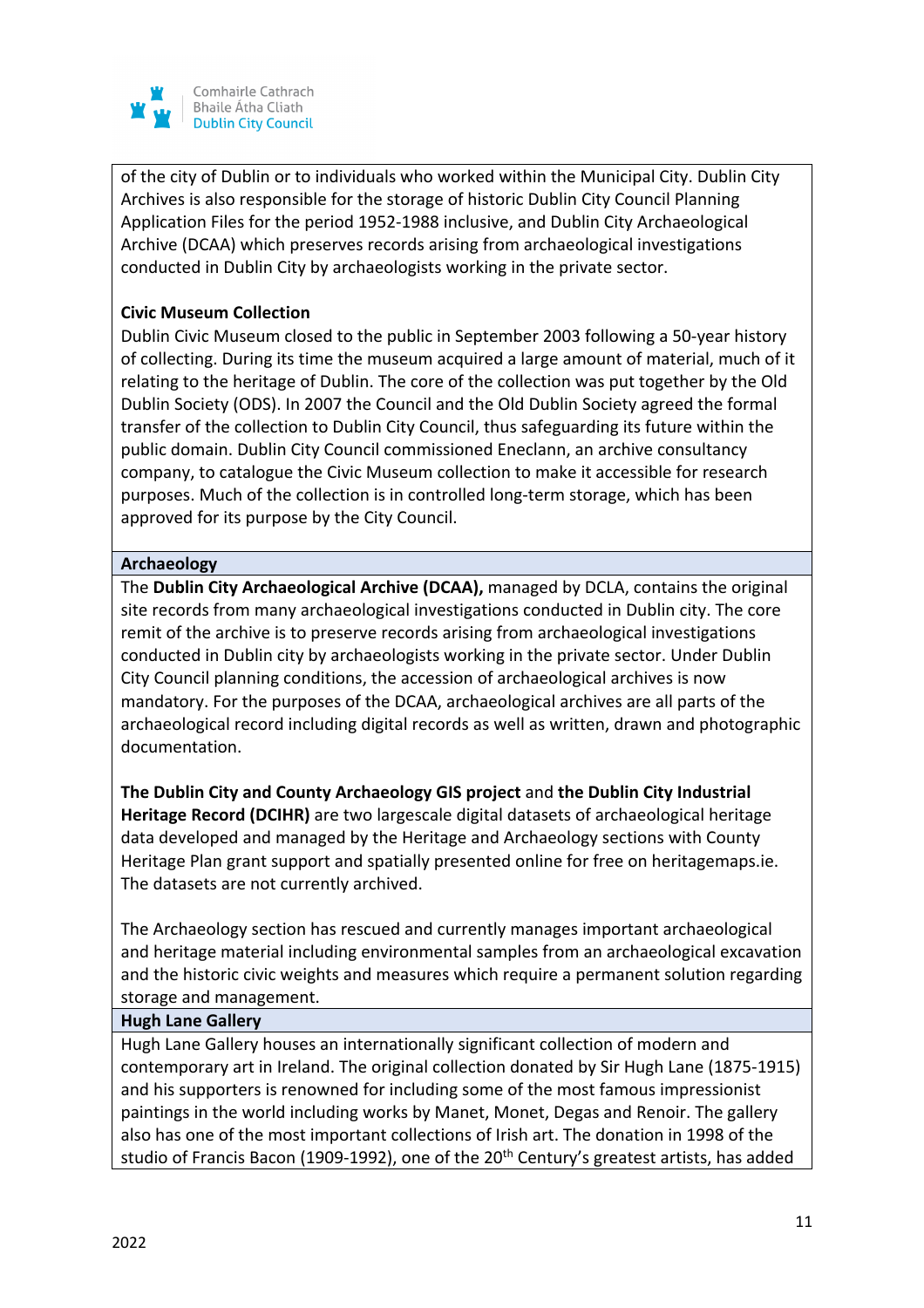of the city of Dublin or to individuals who worked within the Municipal City. Dublin City Archives is also responsible for the storage of historic Dublin City Council Planning Application Files for the period 1952-1988 inclusive, and Dublin City Archaeological Archive (DCAA) which preserves records arising from archaeological investigations conducted in Dublin City by archaeologists working in the private sector.

**Civic Museum Collection**

Dublin Civic Museum closed to the public in September 2003 following a 50-year history of collecting. During its time the museum acquired a large amount of material, much of it relating to the heritage of Dublin. The core of the collection was put together by the Old Dublin Society (ODS). In 2007 the Council and the Old Dublin Society agreed the formal transfer of the collection to Dublin City Council, thus safeguarding its future within the public domain. Dublin City Council commissioned Eneclann, an archive consultancy company, to catalogue the Civic Museum collection to make it accessible for research purposes. Much of the collection is in controlled long-term storage, which has been approved for its purpose by the City Council.

**Archaeology**

The **Dublin City Archaeological Archive (DCAA),** managed by DCLA, contains the original site records from many archaeological investigations conducted in Dublin city. The core remit of the archive is to preserve records arising from archaeological investigations conducted in Dublin city by archaeologists working in the private sector. Under Dublin City Council planning conditions, the accession of archaeological archives is now mandatory. For the purposes of the DCAA, archaeological archives are all parts of the archaeological record including digital records as well as written, drawn and photographic documentation.

**The Dublin City and County Archaeology GIS project** and **the Dublin City Industrial Heritage Record (DCIHR)** are two largescale digital datasets of archaeological heritage data developed and managed by the Heritage and Archaeology sections with County Heritage Plan grant support and spatially presented online for free on heritagemaps.ie. The datasets are not currently archived.

The Archaeology section has rescued and currently manages important archaeological and heritage material including environmental samples from an archaeological excavation and the historic civic weights and measures which require a permanent solution regarding storage and management.

**Hugh Lane Gallery**

Hugh Lane Gallery houses an internationally significant collection of modern and contemporary art in Ireland. The original collection donated by Sir Hugh Lane (1875-1915) and his supporters is renowned for including some of the most famous impressionist paintings in the world including works by Manet, Monet, Degas and Renoir. The gallery also has one of the most important collections of Irish art. The donation in 1998 of the studio of Francis Bacon (1909-1992), one of the 20th Century's greatest artists, has added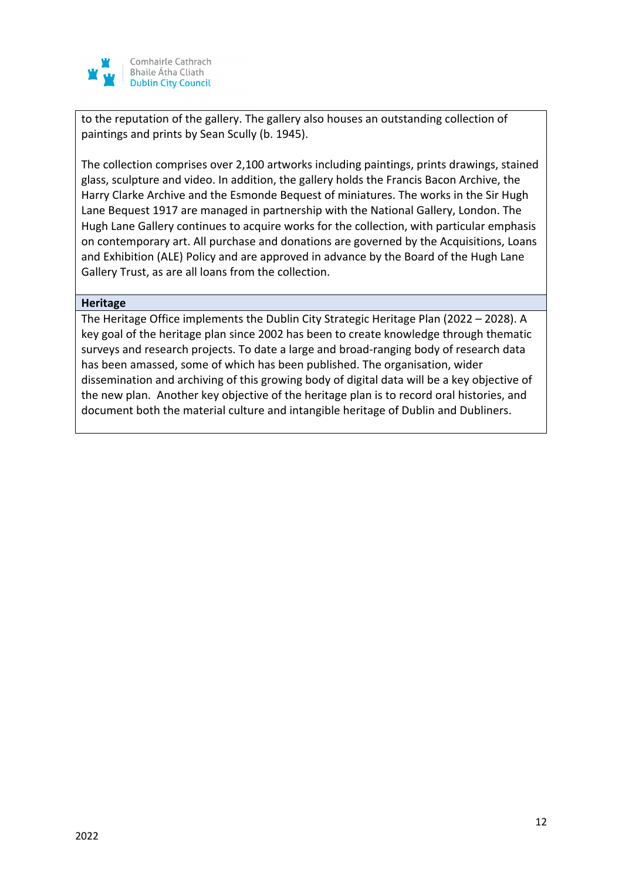to the reputation of the gallery. The gallery also houses an outstanding collection of paintings and prints by Sean Scully (b. 1945).

The collection comprises over 2,100 artworks including paintings, prints drawings, stained glass, sculpture and video. In addition, the gallery holds the Francis Bacon Archive, the Harry Clarke Archive and the Esmonde Bequest of miniatures. The works in the Sir Hugh Lane Bequest 1917 are managed in partnership with the National Gallery, London. The Hugh Lane Gallery continues to acquire works for the collection, with particular emphasis on contemporary art. All purchase and donations are governed by the Acquisitions, Loans and Exhibition (ALE) Policy and are approved in advance by the Board of the Hugh Lane Gallery Trust, as are all loans from the collection.

**Heritage**

The Heritage Office implements the Dublin City Strategic Heritage Plan (2022 – 2028). A key goal of the heritage plan since 2002 has been to create knowledge through thematic surveys and research projects. To date a large and broad-ranging body of research data has been amassed, some of which has been published. The organisation, wider dissemination and archiving of this growing body of digital data will be a key objective of the new plan. Another key objective of the heritage plan is to record oral histories, and document both the material culture and intangible heritage of Dublin and Dubliners.